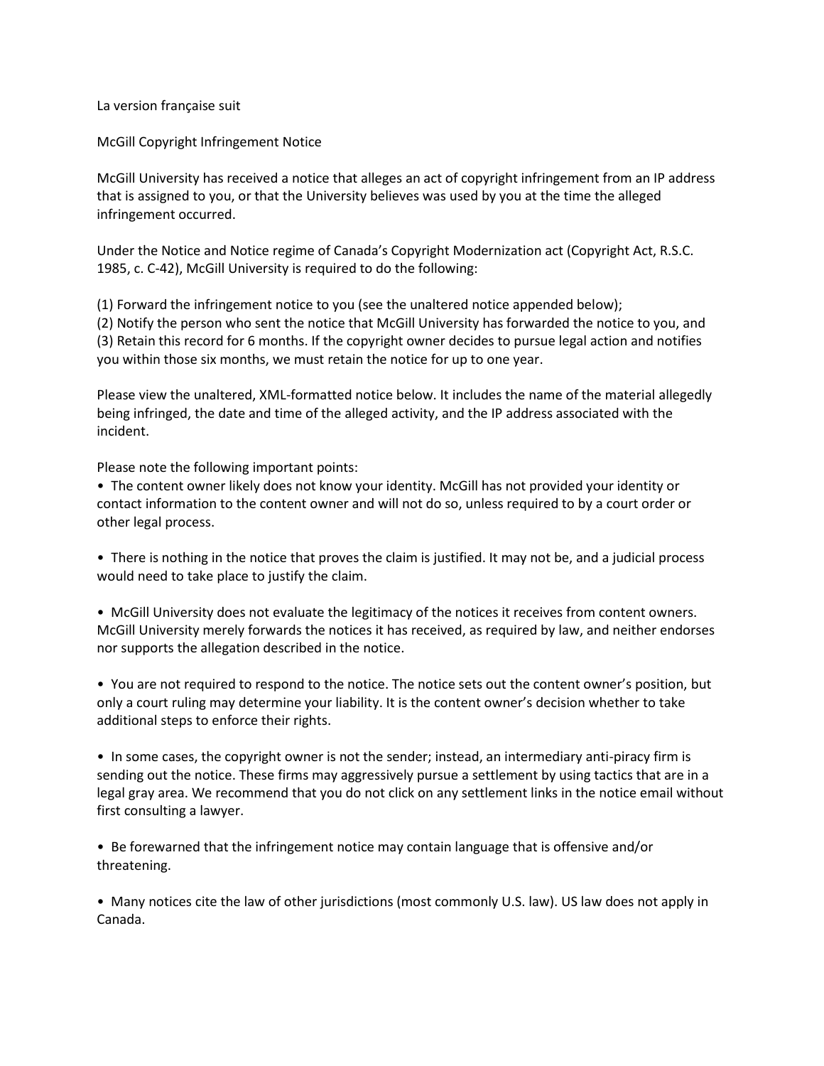La version française suit

McGill Copyright Infringement Notice

McGill University has received a notice that alleges an act of copyright infringement from an IP address that is assigned to you, or that the University believes was used by you at the time the alleged infringement occurred.

Under the Notice and Notice regime of Canada's Copyright Modernization act (Copyright Act, R.S.C. 1985, c. C-42), McGill University is required to do the following:

(1) Forward the infringement notice to you (see the unaltered notice appended below);
(2) Notify the person who sent the notice that McGill University has forwarded the notice to you, and
(3) Retain this record for 6 months. If the copyright owner decides to pursue legal action and notifies you within those six months, we must retain the notice for up to one year.

Please view the unaltered, XML-formatted notice below. It includes the name of the material allegedly being infringed, the date and time of the alleged activity, and the IP address associated with the incident.

Please note the following important points:

- The content owner likely does not know your identity. McGill has not provided your identity or contact information to the content owner and will not do so, unless required to by a court order or other legal process.

- There is nothing in the notice that proves the claim is justified. It may not be, and a judicial process would need to take place to justify the claim.

- McGill University does not evaluate the legitimacy of the notices it receives from content owners. McGill University merely forwards the notices it has received, as required by law, and neither endorses nor supports the allegation described in the notice.

- You are not required to respond to the notice. The notice sets out the content owner's position, but only a court ruling may determine your liability. It is the content owner's decision whether to take additional steps to enforce their rights.

- In some cases, the copyright owner is not the sender; instead, an intermediary anti-piracy firm is sending out the notice. These firms may aggressively pursue a settlement by using tactics that are in a legal gray area. We recommend that you do not click on any settlement links in the notice email without first consulting a lawyer.

- Be forewarned that the infringement notice may contain language that is offensive and/or threatening.

- Many notices cite the law of other jurisdictions (most commonly U.S. law). US law does not apply in Canada.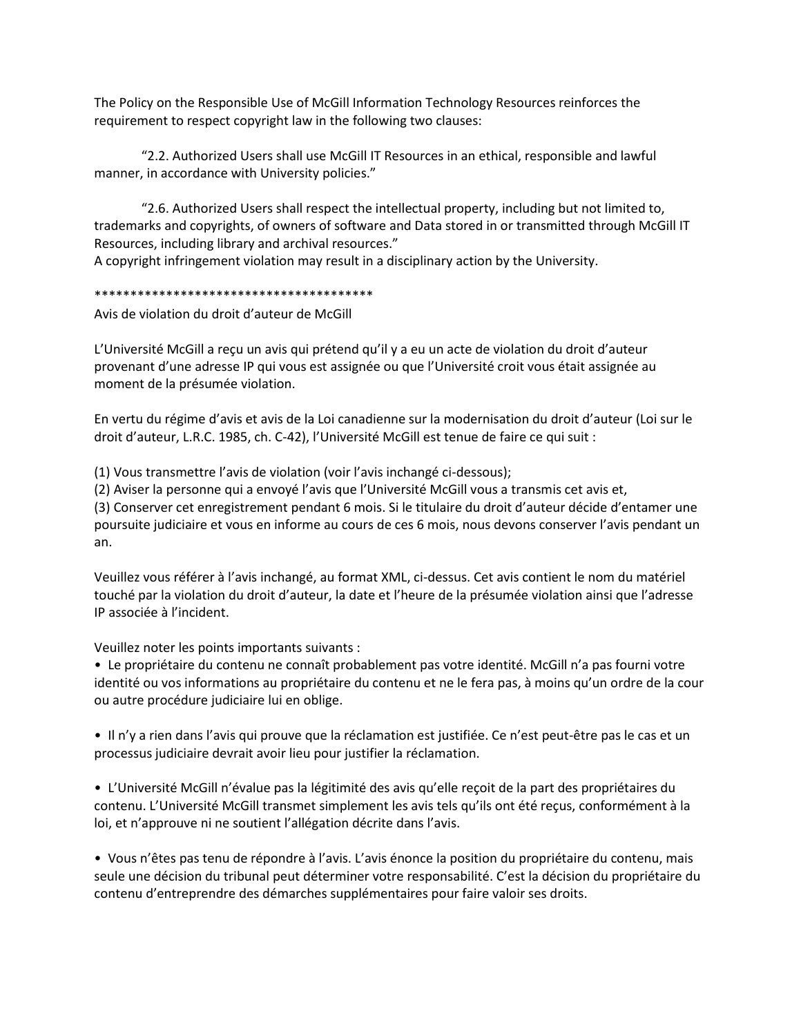The Policy on the Responsible Use of McGill Information Technology Resources reinforces the requirement to respect copyright law in the following two clauses:

> "2.2. Authorized Users shall use McGill IT Resources in an ethical, responsible and lawful manner, in accordance with University policies."

> "2.6. Authorized Users shall respect the intellectual property, including but not limited to, trademarks and copyrights, of owners of software and Data stored in or transmitted through McGill IT Resources, including library and archival resources."

A copyright infringement violation may result in a disciplinary action by the University.

****************************************

Avis de violation du droit d'auteur de McGill

L'Université McGill a reçu un avis qui prétend qu'il y a eu un acte de violation du droit d'auteur provenant d'une adresse IP qui vous est assignée ou que l'Université croit vous était assignée au moment de la présumée violation.

En vertu du régime d'avis et avis de la Loi canadienne sur la modernisation du droit d'auteur (Loi sur le droit d'auteur, L.R.C. 1985, ch. C-42), l'Université McGill est tenue de faire ce qui suit :

(1) Vous transmettre l'avis de violation (voir l'avis inchangé ci-dessous);
(2) Aviser la personne qui a envoyé l'avis que l'Université McGill vous a transmis cet avis et,
(3) Conserver cet enregistrement pendant 6 mois. Si le titulaire du droit d'auteur décide d'entamer une poursuite judiciaire et vous en informe au cours de ces 6 mois, nous devons conserver l'avis pendant un an.

Veuillez vous référer à l'avis inchangé, au format XML, ci-dessus. Cet avis contient le nom du matériel touché par la violation du droit d'auteur, la date et l'heure de la présumée violation ainsi que l'adresse IP associée à l'incident.

Veuillez noter les points importants suivants :

- Le propriétaire du contenu ne connaît probablement pas votre identité. McGill n'a pas fourni votre identité ou vos informations au propriétaire du contenu et ne le fera pas, à moins qu'un ordre de la cour ou autre procédure judiciaire lui en oblige.

- Il n'y a rien dans l'avis qui prouve que la réclamation est justifiée. Ce n'est peut-être pas le cas et un processus judiciaire devrait avoir lieu pour justifier la réclamation.

- L'Université McGill n'évalue pas la légitimité des avis qu'elle reçoit de la part des propriétaires du contenu. L'Université McGill transmet simplement les avis tels qu'ils ont été reçus, conformément à la loi, et n'approuve ni ne soutient l'allégation décrite dans l'avis.

- Vous n'êtes pas tenu de répondre à l'avis. L'avis énonce la position du propriétaire du contenu, mais seule une décision du tribunal peut déterminer votre responsabilité. C'est la décision du propriétaire du contenu d'entreprendre des démarches supplémentaires pour faire valoir ses droits.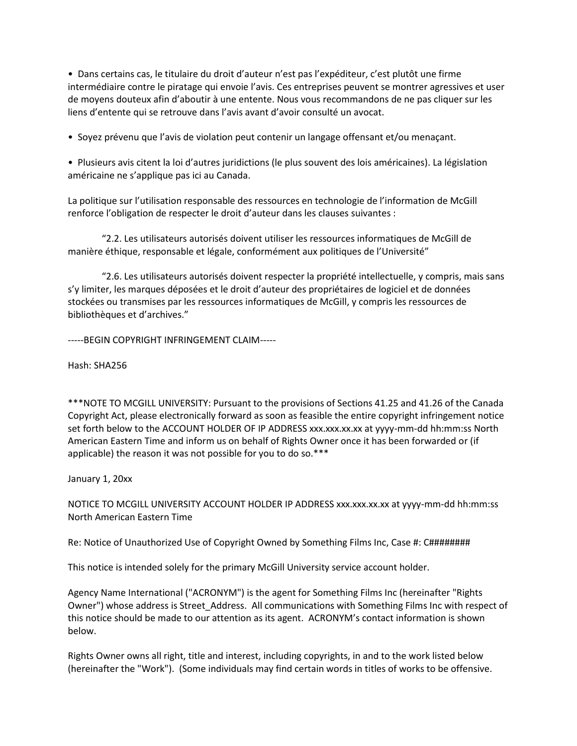- Dans certains cas, le titulaire du droit d'auteur n'est pas l'expéditeur, c'est plutôt une firme intermédiaire contre le piratage qui envoie l'avis. Ces entreprises peuvent se montrer agressives et user de moyens douteux afin d'aboutir à une entente. Nous vous recommandons de ne pas cliquer sur les liens d'entente qui se retrouve dans l'avis avant d'avoir consulté un avocat.

- Soyez prévenu que l'avis de violation peut contenir un langage offensant et/ou menaçant.

- Plusieurs avis citent la loi d'autres juridictions (le plus souvent des lois américaines). La législation américaine ne s'applique pas ici au Canada.

La politique sur l'utilisation responsable des ressources en technologie de l'information de McGill renforce l'obligation de respecter le droit d'auteur dans les clauses suivantes :

> "2.2. Les utilisateurs autorisés doivent utiliser les ressources informatiques de McGill de manière éthique, responsable et légale, conformément aux politiques de l'Université"

> "2.6. Les utilisateurs autorisés doivent respecter la propriété intellectuelle, y compris, mais sans s'y limiter, les marques déposées et le droit d'auteur des propriétaires de logiciel et de données stockées ou transmises par les ressources informatiques de McGill, y compris les ressources de bibliothèques et d'archives."

-----BEGIN COPYRIGHT INFRINGEMENT CLAIM-----

Hash: SHA256

***NOTE TO MCGILL UNIVERSITY: Pursuant to the provisions of Sections 41.25 and 41.26 of the Canada Copyright Act, please electronically forward as soon as feasible the entire copyright infringement notice set forth below to the ACCOUNT HOLDER OF IP ADDRESS xxx.xxx.xx.xx at yyyy-mm-dd hh:mm:ss North American Eastern Time and inform us on behalf of Rights Owner once it has been forwarded or (if applicable) the reason it was not possible for you to do so.***

January 1, 20xx

NOTICE TO MCGILL UNIVERSITY ACCOUNT HOLDER IP ADDRESS xxx.xxx.xx.xx at yyyy-mm-dd hh:mm:ss North American Eastern Time

Re: Notice of Unauthorized Use of Copyright Owned by Something Films Inc, Case #: C########

This notice is intended solely for the primary McGill University service account holder.

Agency Name International ("ACRONYM") is the agent for Something Films Inc (hereinafter "Rights Owner") whose address is Street_Address. All communications with Something Films Inc with respect of this notice should be made to our attention as its agent. ACRONYM's contact information is shown below.

Rights Owner owns all right, title and interest, including copyrights, in and to the work listed below (hereinafter the "Work"). (Some individuals may find certain words in titles of works to be offensive.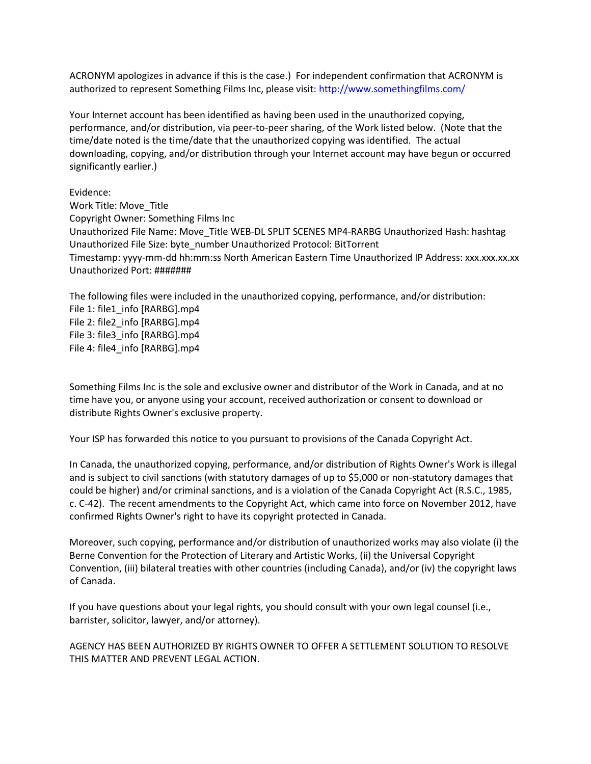ACRONYM apologizes in advance if this is the case.) For independent confirmation that ACRONYM is authorized to represent Something Films Inc, please visit: http://www.somethingfilms.com/

Your Internet account has been identified as having been used in the unauthorized copying, performance, and/or distribution, via peer-to-peer sharing, of the Work listed below. (Note that the time/date noted is the time/date that the unauthorized copying was identified. The actual downloading, copying, and/or distribution through your Internet account may have begun or occurred significantly earlier.)

Evidence:
Work Title: Move_Title
Copyright Owner: Something Films Inc
Unauthorized File Name: Move_Title WEB-DL SPLIT SCENES MP4-RARBG Unauthorized Hash: hashtag
Unauthorized File Size: byte_number Unauthorized Protocol: BitTorrent
Timestamp: yyyy-mm-dd hh:mm:ss North American Eastern Time Unauthorized IP Address: xxx.xxx.xx.xx
Unauthorized Port: #######

The following files were included in the unauthorized copying, performance, and/or distribution:
File 1: file1_info [RARBG].mp4
File 2: file2_info [RARBG].mp4
File 3: file3_info [RARBG].mp4
File 4: file4_info [RARBG].mp4

Something Films Inc is the sole and exclusive owner and distributor of the Work in Canada, and at no time have you, or anyone using your account, received authorization or consent to download or distribute Rights Owner's exclusive property.

Your ISP has forwarded this notice to you pursuant to provisions of the Canada Copyright Act.

In Canada, the unauthorized copying, performance, and/or distribution of Rights Owner's Work is illegal and is subject to civil sanctions (with statutory damages of up to $5,000 or non-statutory damages that could be higher) and/or criminal sanctions, and is a violation of the Canada Copyright Act (R.S.C., 1985, c. C-42). The recent amendments to the Copyright Act, which came into force on November 2012, have confirmed Rights Owner's right to have its copyright protected in Canada.

Moreover, such copying, performance and/or distribution of unauthorized works may also violate (i) the Berne Convention for the Protection of Literary and Artistic Works, (ii) the Universal Copyright Convention, (iii) bilateral treaties with other countries (including Canada), and/or (iv) the copyright laws of Canada.

If you have questions about your legal rights, you should consult with your own legal counsel (i.e., barrister, solicitor, lawyer, and/or attorney).

AGENCY HAS BEEN AUTHORIZED BY RIGHTS OWNER TO OFFER A SETTLEMENT SOLUTION TO RESOLVE THIS MATTER AND PREVENT LEGAL ACTION.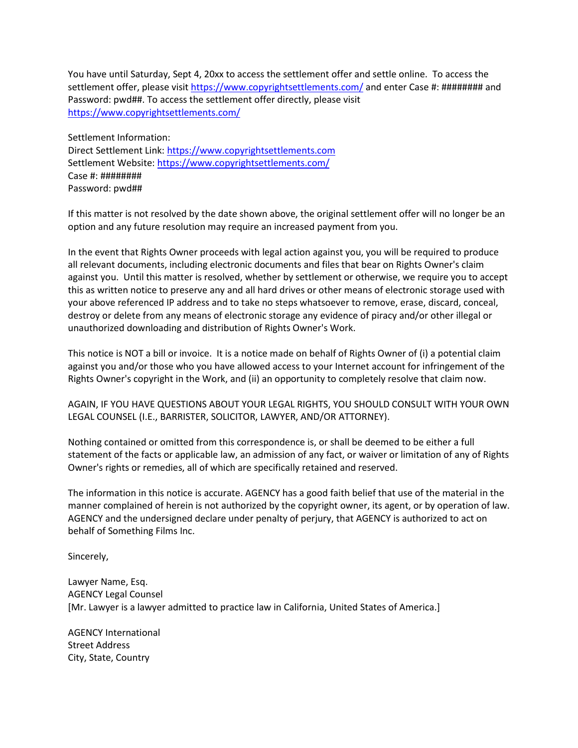You have until Saturday, Sept 4, 20xx to access the settlement offer and settle online. To access the settlement offer, please visit https://www.copyrightsettlements.com/ and enter Case #: ######## and Password: pwd##. To access the settlement offer directly, please visit https://www.copyrightsettlements.com/

Settlement Information:
Direct Settlement Link: https://www.copyrightsettlements.com
Settlement Website: https://www.copyrightsettlements.com/
Case #: ########
Password: pwd##

If this matter is not resolved by the date shown above, the original settlement offer will no longer be an option and any future resolution may require an increased payment from you.

In the event that Rights Owner proceeds with legal action against you, you will be required to produce all relevant documents, including electronic documents and files that bear on Rights Owner's claim against you. Until this matter is resolved, whether by settlement or otherwise, we require you to accept this as written notice to preserve any and all hard drives or other means of electronic storage used with your above referenced IP address and to take no steps whatsoever to remove, erase, discard, conceal, destroy or delete from any means of electronic storage any evidence of piracy and/or other illegal or unauthorized downloading and distribution of Rights Owner's Work.

This notice is NOT a bill or invoice. It is a notice made on behalf of Rights Owner of (i) a potential claim against you and/or those who you have allowed access to your Internet account for infringement of the Rights Owner's copyright in the Work, and (ii) an opportunity to completely resolve that claim now.

AGAIN, IF YOU HAVE QUESTIONS ABOUT YOUR LEGAL RIGHTS, YOU SHOULD CONSULT WITH YOUR OWN LEGAL COUNSEL (I.E., BARRISTER, SOLICITOR, LAWYER, AND/OR ATTORNEY).

Nothing contained or omitted from this correspondence is, or shall be deemed to be either a full statement of the facts or applicable law, an admission of any fact, or waiver or limitation of any of Rights Owner's rights or remedies, all of which are specifically retained and reserved.

The information in this notice is accurate. AGENCY has a good faith belief that use of the material in the manner complained of herein is not authorized by the copyright owner, its agent, or by operation of law. AGENCY and the undersigned declare under penalty of perjury, that AGENCY is authorized to act on behalf of Something Films Inc.

Sincerely,

Lawyer Name, Esq.
AGENCY Legal Counsel
[Mr. Lawyer is a lawyer admitted to practice law in California, United States of America.]

AGENCY International
Street Address
City, State, Country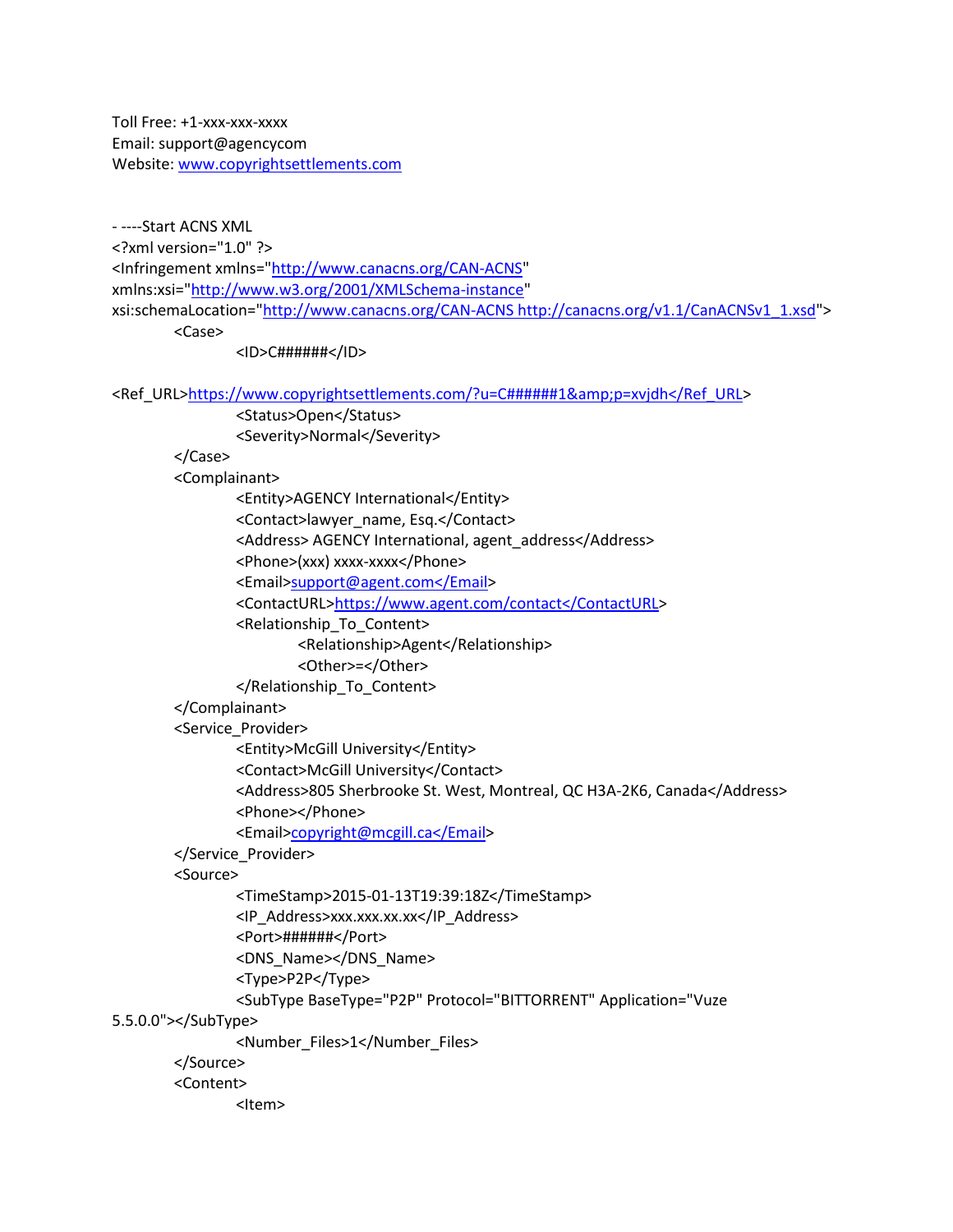Toll Free: +1-xxx-xxx-xxxx
Email: support@agencycom
Website: www.copyrightsettlements.com

- ----Start ACNS XML

```
<?xml version="1.0" ?>
<Infringement xmlns="http://www.canacns.org/CAN-ACNS"
xmlns:xsi="http://www.w3.org/2001/XMLSchema-instance"
xsi:schemaLocation="http://www.canacns.org/CAN-ACNS http://canacns.org/v1.1/CanACNSv1_1.xsd">
    <Case>
        <ID>C######</ID>
<Ref_URL>https://www.copyrightsettlements.com/?u=C######1&amp;p=xvjdh</Ref_URL>
        <Status>Open</Status>
        <Severity>Normal</Severity>
    </Case>
    <Complainant>
        <Entity>AGENCY International</Entity>
        <Contact>lawyer_name, Esq.</Contact>
        <Address> AGENCY International, agent_address</Address>
        <Phone>(xxx) xxxx-xxxx</Phone>
        <Email>support@agent.com</Email>
        <ContactURL>https://www.agent.com/contact</ContactURL>
        <Relationship_To_Content>
            <Relationship>Agent</Relationship>
            <Other>=</Other>
        </Relationship_To_Content>
    </Complainant>
    <Service_Provider>
        <Entity>McGill University</Entity>
        <Contact>McGill University</Contact>
        <Address>805 Sherbrooke St. West, Montreal, QC H3A-2K6, Canada</Address>
        <Phone></Phone>
        <Email>copyright@mcgill.ca</Email>
    </Service_Provider>
    <Source>
        <TimeStamp>2015-01-13T19:39:18Z</TimeStamp>
        <IP_Address>xxx.xxx.xx.xx</IP_Address>
        <Port>######</Port>
        <DNS_Name></DNS_Name>
        <Type>P2P</Type>
        <SubType BaseType="P2P" Protocol="BITTORRENT" Application="Vuze
5.5.0.0"></SubType>
        <Number_Files>1</Number_Files>
    </Source>
    <Content>
        <Item>
```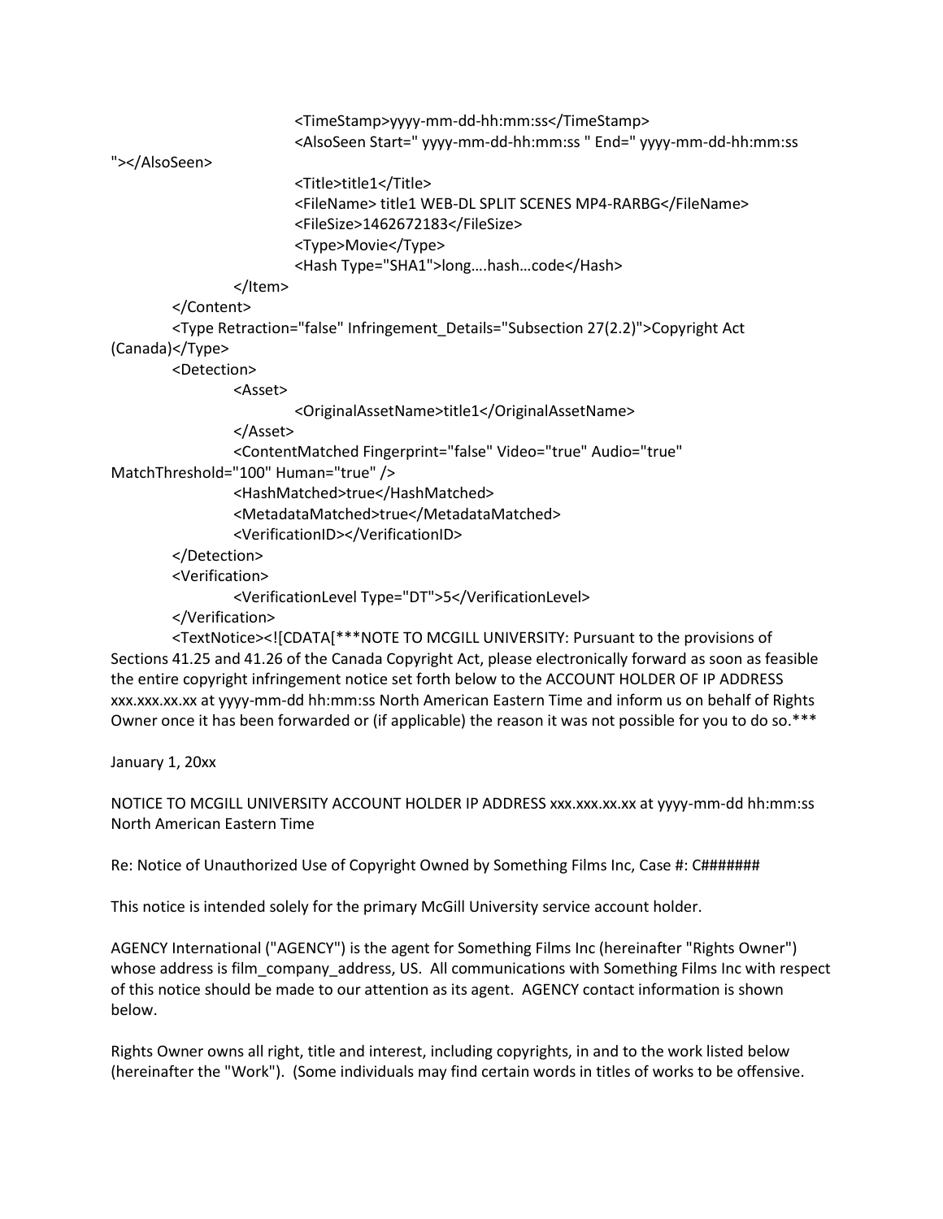```
                              <TimeStamp>yyyy-mm-dd-hh:mm:ss</TimeStamp>
                              <AlsoSeen Start=" yyyy-mm-dd-hh:mm:ss " End=" yyyy-mm-dd-hh:mm:ss
"></AlsoSeen>
                              <Title>title1</Title>
                              <FileName> title1 WEB-DL SPLIT SCENES MP4-RARBG</FileName>
                              <FileSize>1462672183</FileSize>
                              <Type>Movie</Type>
                              <Hash Type="SHA1">long….hash…code</Hash>
                    </Item>
          </Content>
          <Type Retraction="false" Infringement_Details="Subsection 27(2.2)">Copyright Act
(Canada)</Type>
          <Detection>
                    <Asset>
                              <OriginalAssetName>title1</OriginalAssetName>
                    </Asset>
                    <ContentMatched Fingerprint="false" Video="true" Audio="true"
MatchThreshold="100" Human="true" />
                    <HashMatched>true</HashMatched>
                    <MetadataMatched>true</MetadataMatched>
                    <VerificationID></VerificationID>
          </Detection>
          <Verification>
                    <VerificationLevel Type="DT">5</VerificationLevel>
          </Verification>
          <TextNotice><![CDATA[***NOTE TO MCGILL UNIVERSITY: Pursuant to the provisions of
```

Sections 41.25 and 41.26 of the Canada Copyright Act, please electronically forward as soon as feasible the entire copyright infringement notice set forth below to the ACCOUNT HOLDER OF IP ADDRESS xxx.xxx.xx.xx at yyyy-mm-dd hh:mm:ss North American Eastern Time and inform us on behalf of Rights Owner once it has been forwarded or (if applicable) the reason it was not possible for you to do so.***

January 1, 20xx

NOTICE TO MCGILL UNIVERSITY ACCOUNT HOLDER IP ADDRESS xxx.xxx.xx.xx at yyyy-mm-dd hh:mm:ss North American Eastern Time

Re: Notice of Unauthorized Use of Copyright Owned by Something Films Inc, Case #: C#######

This notice is intended solely for the primary McGill University service account holder.

AGENCY International ("AGENCY") is the agent for Something Films Inc (hereinafter "Rights Owner") whose address is film_company_address, US. All communications with Something Films Inc with respect of this notice should be made to our attention as its agent. AGENCY contact information is shown below.

Rights Owner owns all right, title and interest, including copyrights, in and to the work listed below (hereinafter the "Work"). (Some individuals may find certain words in titles of works to be offensive.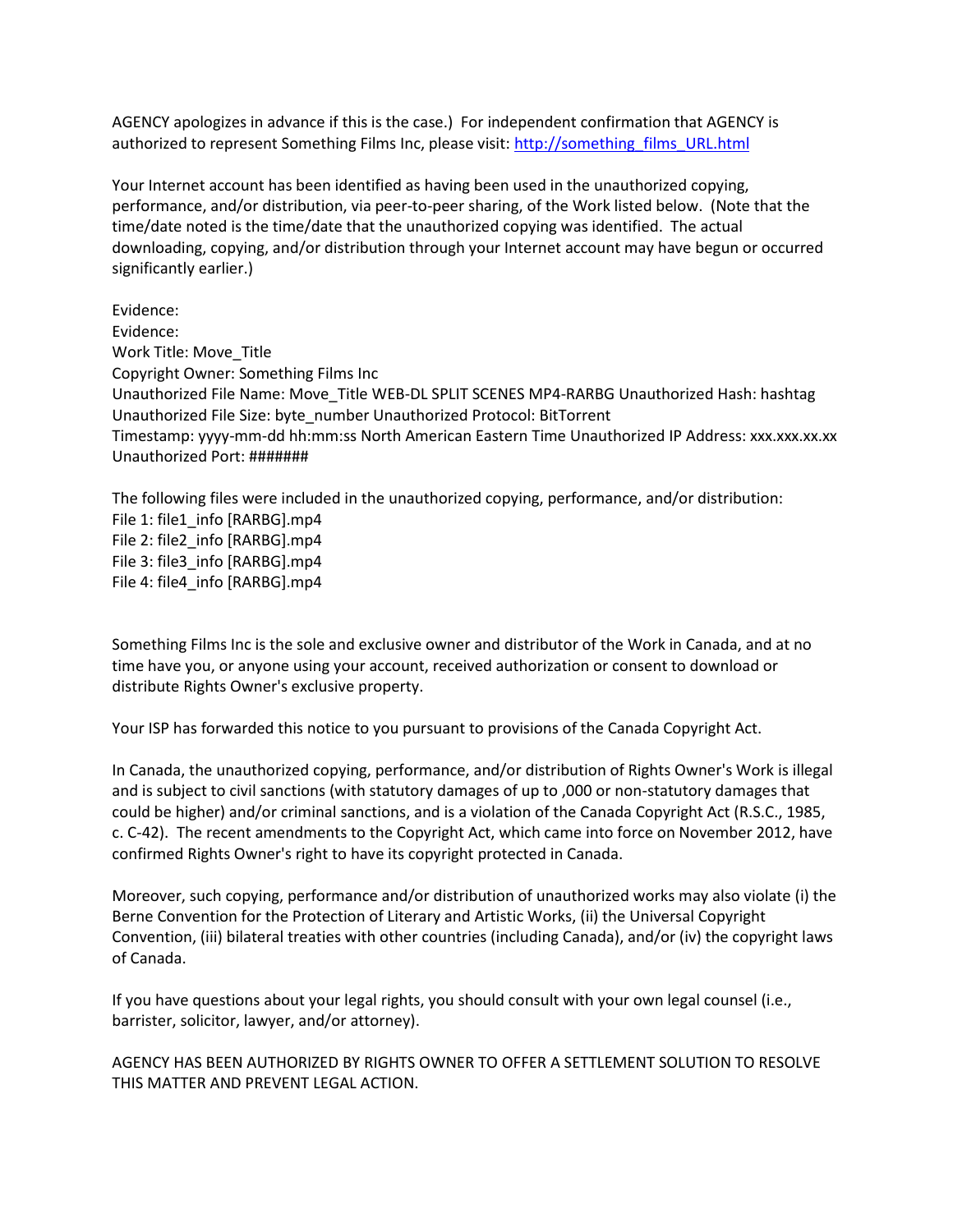AGENCY apologizes in advance if this is the case.) For independent confirmation that AGENCY is authorized to represent Something Films Inc, please visit: [http://something_films_URL.html](http://something_films_URL.html)

Your Internet account has been identified as having been used in the unauthorized copying, performance, and/or distribution, via peer-to-peer sharing, of the Work listed below. (Note that the time/date noted is the time/date that the unauthorized copying was identified. The actual downloading, copying, and/or distribution through your Internet account may have begun or occurred significantly earlier.)

Evidence:
Evidence:
Work Title: Move_Title
Copyright Owner: Something Films Inc
Unauthorized File Name: Move_Title WEB-DL SPLIT SCENES MP4-RARBG Unauthorized Hash: hashtag
Unauthorized File Size: byte_number Unauthorized Protocol: BitTorrent
Timestamp: yyyy-mm-dd hh:mm:ss North American Eastern Time Unauthorized IP Address: xxx.xxx.xx.xx
Unauthorized Port: #######

The following files were included in the unauthorized copying, performance, and/or distribution:
File 1: file1_info [RARBG].mp4
File 2: file2_info [RARBG].mp4
File 3: file3_info [RARBG].mp4
File 4: file4_info [RARBG].mp4

Something Films Inc is the sole and exclusive owner and distributor of the Work in Canada, and at no time have you, or anyone using your account, received authorization or consent to download or distribute Rights Owner's exclusive property.

Your ISP has forwarded this notice to you pursuant to provisions of the Canada Copyright Act.

In Canada, the unauthorized copying, performance, and/or distribution of Rights Owner's Work is illegal and is subject to civil sanctions (with statutory damages of up to ,000 or non-statutory damages that could be higher) and/or criminal sanctions, and is a violation of the Canada Copyright Act (R.S.C., 1985, c. C-42). The recent amendments to the Copyright Act, which came into force on November 2012, have confirmed Rights Owner's right to have its copyright protected in Canada.

Moreover, such copying, performance and/or distribution of unauthorized works may also violate (i) the Berne Convention for the Protection of Literary and Artistic Works, (ii) the Universal Copyright Convention, (iii) bilateral treaties with other countries (including Canada), and/or (iv) the copyright laws of Canada.

If you have questions about your legal rights, you should consult with your own legal counsel (i.e., barrister, solicitor, lawyer, and/or attorney).

AGENCY HAS BEEN AUTHORIZED BY RIGHTS OWNER TO OFFER A SETTLEMENT SOLUTION TO RESOLVE THIS MATTER AND PREVENT LEGAL ACTION.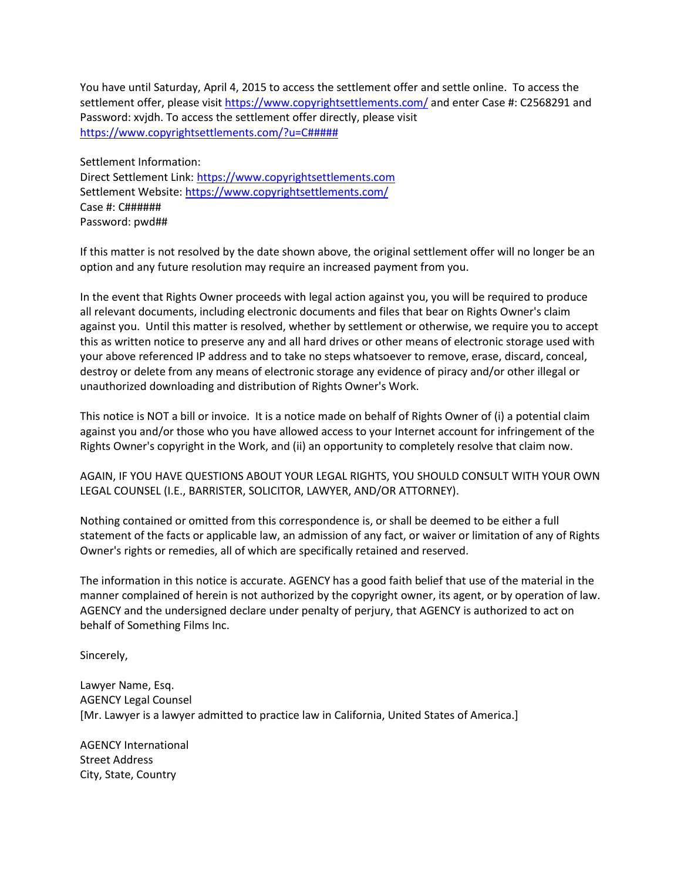You have until Saturday, April 4, 2015 to access the settlement offer and settle online. To access the settlement offer, please visit https://www.copyrightsettlements.com/ and enter Case #: C2568291 and Password: xvjdh. To access the settlement offer directly, please visit https://www.copyrightsettlements.com/?u=C#####

Settlement Information:
Direct Settlement Link: https://www.copyrightsettlements.com
Settlement Website: https://www.copyrightsettlements.com/
Case #: C######
Password: pwd##

If this matter is not resolved by the date shown above, the original settlement offer will no longer be an option and any future resolution may require an increased payment from you.

In the event that Rights Owner proceeds with legal action against you, you will be required to produce all relevant documents, including electronic documents and files that bear on Rights Owner's claim against you. Until this matter is resolved, whether by settlement or otherwise, we require you to accept this as written notice to preserve any and all hard drives or other means of electronic storage used with your above referenced IP address and to take no steps whatsoever to remove, erase, discard, conceal, destroy or delete from any means of electronic storage any evidence of piracy and/or other illegal or unauthorized downloading and distribution of Rights Owner's Work.

This notice is NOT a bill or invoice. It is a notice made on behalf of Rights Owner of (i) a potential claim against you and/or those who you have allowed access to your Internet account for infringement of the Rights Owner's copyright in the Work, and (ii) an opportunity to completely resolve that claim now.

AGAIN, IF YOU HAVE QUESTIONS ABOUT YOUR LEGAL RIGHTS, YOU SHOULD CONSULT WITH YOUR OWN LEGAL COUNSEL (I.E., BARRISTER, SOLICITOR, LAWYER, AND/OR ATTORNEY).

Nothing contained or omitted from this correspondence is, or shall be deemed to be either a full statement of the facts or applicable law, an admission of any fact, or waiver or limitation of any of Rights Owner's rights or remedies, all of which are specifically retained and reserved.

The information in this notice is accurate. AGENCY has a good faith belief that use of the material in the manner complained of herein is not authorized by the copyright owner, its agent, or by operation of law. AGENCY and the undersigned declare under penalty of perjury, that AGENCY is authorized to act on behalf of Something Films Inc.

Sincerely,

Lawyer Name, Esq.
AGENCY Legal Counsel
[Mr. Lawyer is a lawyer admitted to practice law in California, United States of America.]

AGENCY International
Street Address
City, State, Country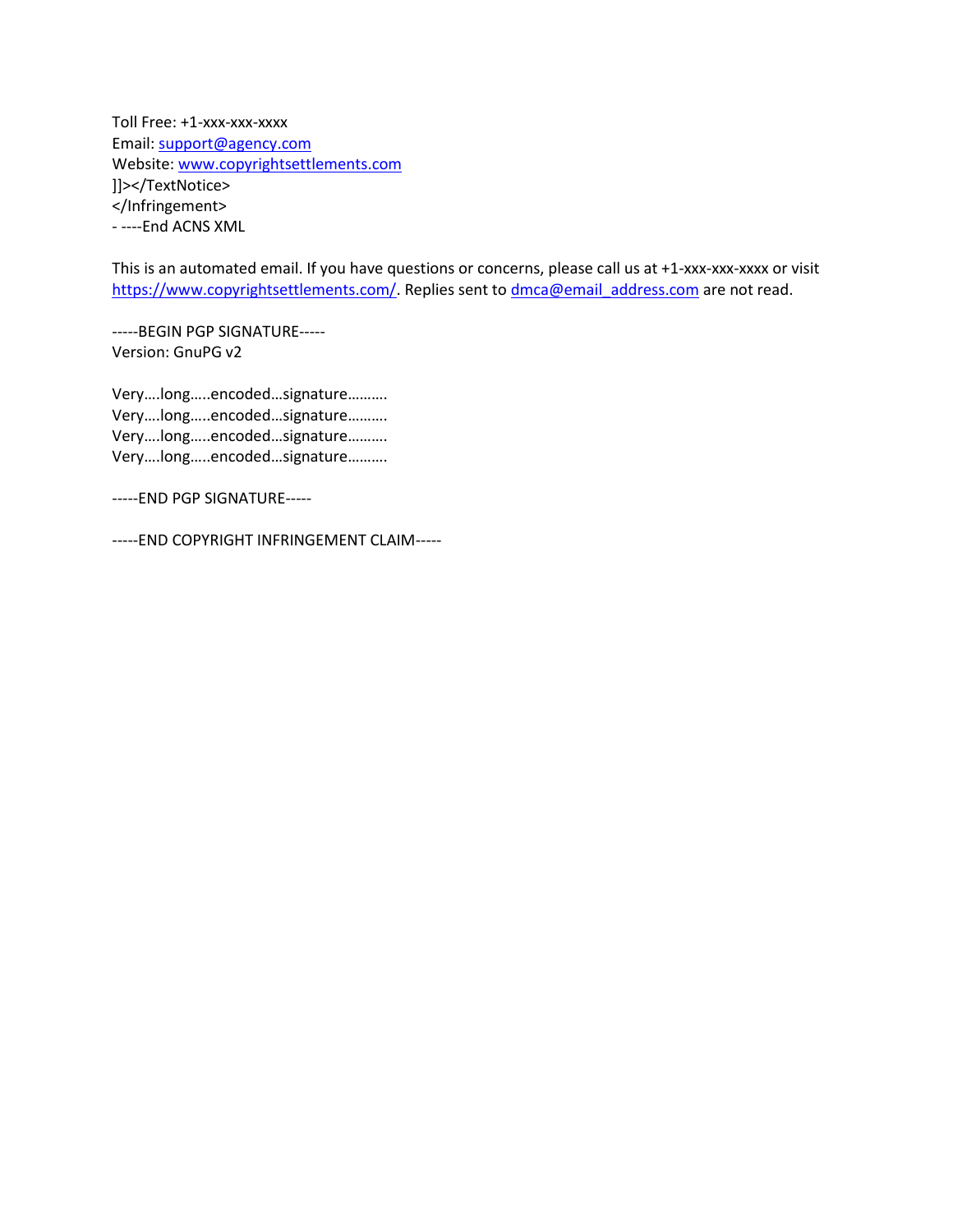Toll Free: +1-xxx-xxx-xxxx
Email: support@agency.com
Website: www.copyrightsettlements.com
]]></TextNotice>
</Infringement>
- ----End ACNS XML

This is an automated email. If you have questions or concerns, please call us at +1-xxx-xxx-xxxx or visit https://www.copyrightsettlements.com/. Replies sent to dmca@email_address.com are not read.

-----BEGIN PGP SIGNATURE-----
Version: GnuPG v2

Very….long…..encoded…signature……….
Very….long…..encoded…signature……….
Very….long…..encoded…signature……….
Very….long…..encoded…signature……….

-----END PGP SIGNATURE-----

-----END COPYRIGHT INFRINGEMENT CLAIM-----